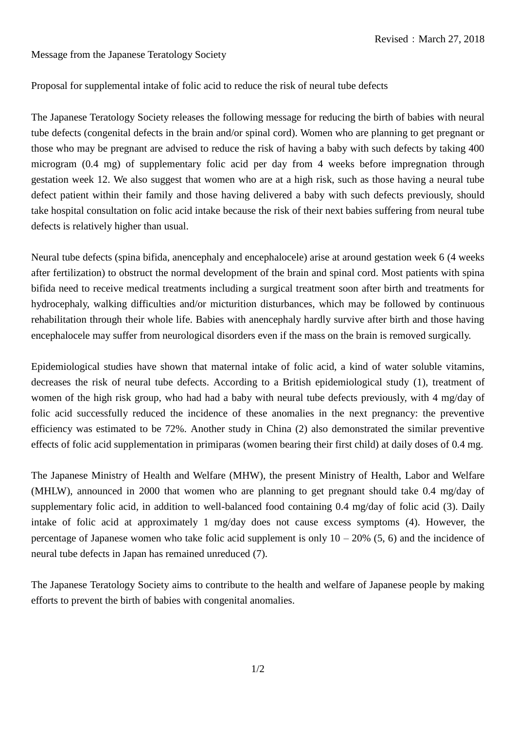Revised：March 27, 2018

Message from the Japanese Teratology Society

Proposal for supplemental intake of folic acid to reduce the risk of neural tube defects

The Japanese Teratology Society releases the following message for reducing the birth of babies with neural tube defects (congenital defects in the brain and/or spinal cord). Women who are planning to get pregnant or those who may be pregnant are advised to reduce the risk of having a baby with such defects by taking 400 microgram (0.4 mg) of supplementary folic acid per day from 4 weeks before impregnation through gestation week 12. We also suggest that women who are at a high risk, such as those having a neural tube defect patient within their family and those having delivered a baby with such defects previously, should take hospital consultation on folic acid intake because the risk of their next babies suffering from neural tube defects is relatively higher than usual.

Neural tube defects (spina bifida, anencephaly and encephalocele) arise at around gestation week 6 (4 weeks after fertilization) to obstruct the normal development of the brain and spinal cord. Most patients with spina bifida need to receive medical treatments including a surgical treatment soon after birth and treatments for hydrocephaly, walking difficulties and/or micturition disturbances, which may be followed by continuous rehabilitation through their whole life. Babies with anencephaly hardly survive after birth and those having encephalocele may suffer from neurological disorders even if the mass on the brain is removed surgically.

Epidemiological studies have shown that maternal intake of folic acid, a kind of water soluble vitamins, decreases the risk of neural tube defects. According to a British epidemiological study (1), treatment of women of the high risk group, who had had a baby with neural tube defects previously, with 4 mg/day of folic acid successfully reduced the incidence of these anomalies in the next pregnancy: the preventive efficiency was estimated to be 72%. Another study in China (2) also demonstrated the similar preventive effects of folic acid supplementation in primiparas (women bearing their first child) at daily doses of 0.4 mg.

The Japanese Ministry of Health and Welfare (MHW), the present Ministry of Health, Labor and Welfare (MHLW), announced in 2000 that women who are planning to get pregnant should take 0.4 mg/day of supplementary folic acid, in addition to well-balanced food containing 0.4 mg/day of folic acid (3). Daily intake of folic acid at approximately 1 mg/day does not cause excess symptoms (4). However, the percentage of Japanese women who take folic acid supplement is only 10 – 20% (5, 6) and the incidence of neural tube defects in Japan has remained unreduced (7).

The Japanese Teratology Society aims to contribute to the health and welfare of Japanese people by making efforts to prevent the birth of babies with congenital anomalies.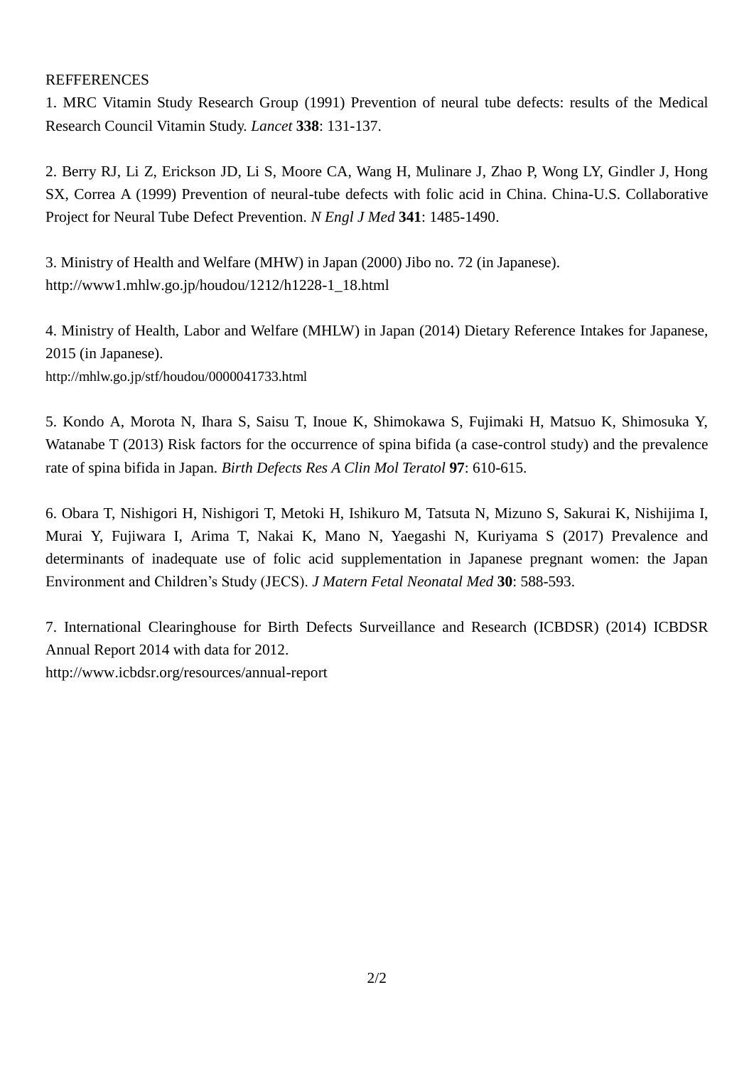REFFERENCES

1. MRC Vitamin Study Research Group (1991) Prevention of neural tube defects: results of the Medical Research Council Vitamin Study. *Lancet* **338**: 131-137.

2. Berry RJ, Li Z, Erickson JD, Li S, Moore CA, Wang H, Mulinare J, Zhao P, Wong LY, Gindler J, Hong SX, Correa A (1999) Prevention of neural-tube defects with folic acid in China. China-U.S. Collaborative Project for Neural Tube Defect Prevention. *N Engl J Med* **341**: 1485-1490.

3. Ministry of Health and Welfare (MHW) in Japan (2000) Jibo no. 72 (in Japanese).
http://www1.mhlw.go.jp/houdou/1212/h1228-1_18.html

4. Ministry of Health, Labor and Welfare (MHLW) in Japan (2014) Dietary Reference Intakes for Japanese, 2015 (in Japanese).
http://mhlw.go.jp/stf/houdou/0000041733.html

5. Kondo A, Morota N, Ihara S, Saisu T, Inoue K, Shimokawa S, Fujimaki H, Matsuo K, Shimosuka Y, Watanabe T (2013) Risk factors for the occurrence of spina bifida (a case-control study) and the prevalence rate of spina bifida in Japan. *Birth Defects Res A Clin Mol Teratol* **97**: 610-615.

6. Obara T, Nishigori H, Nishigori T, Metoki H, Ishikuro M, Tatsuta N, Mizuno S, Sakurai K, Nishijima I, Murai Y, Fujiwara I, Arima T, Nakai K, Mano N, Yaegashi N, Kuriyama S (2017) Prevalence and determinants of inadequate use of folic acid supplementation in Japanese pregnant women: the Japan Environment and Children's Study (JECS). *J Matern Fetal Neonatal Med* **30**: 588-593.

7. International Clearinghouse for Birth Defects Surveillance and Research (ICBDSR) (2014) ICBDSR Annual Report 2014 with data for 2012.
http://www.icbdsr.org/resources/annual-report